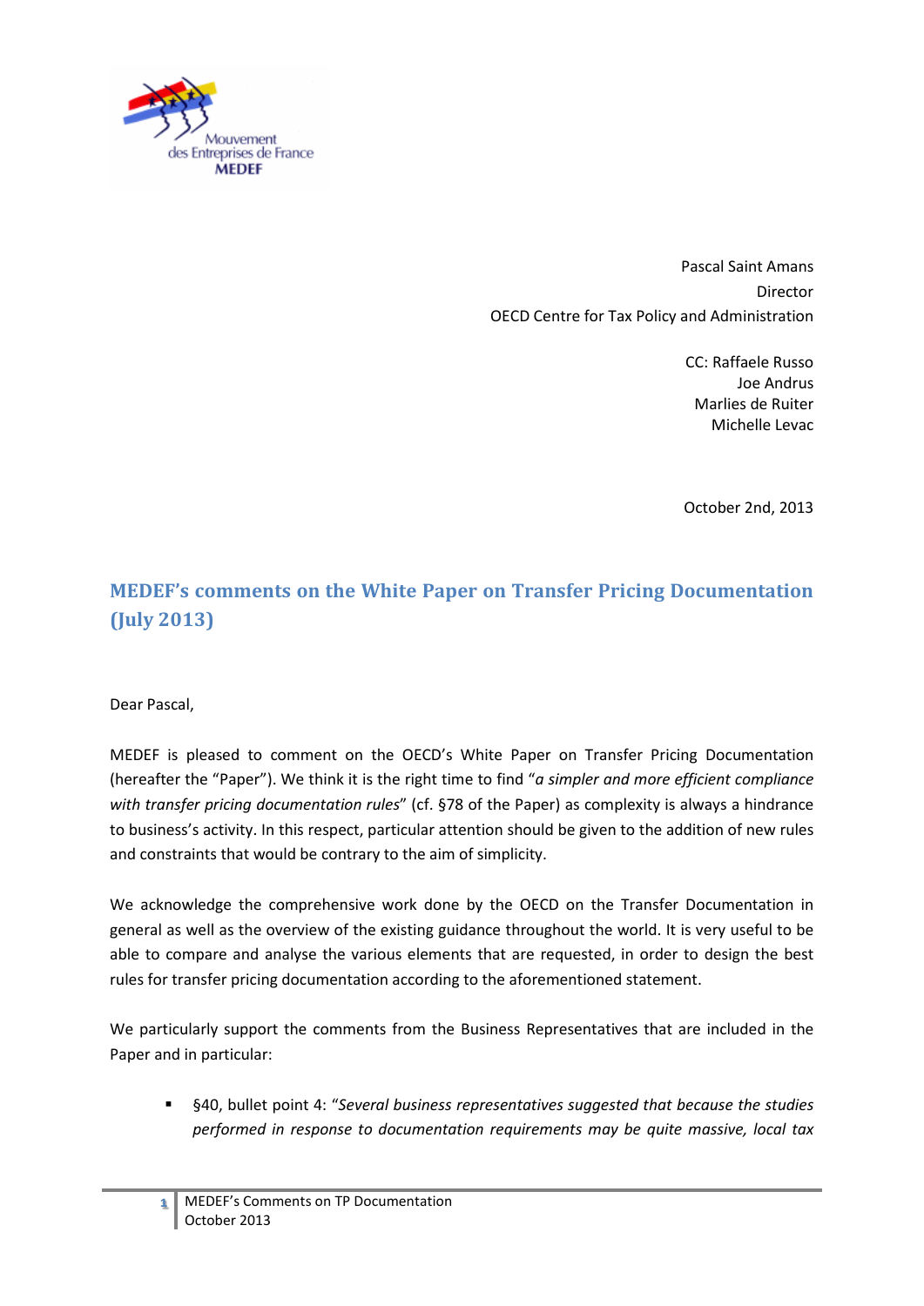Mouvement des Entreprises de France
**MEDEF**

Pascal Saint Amans
Director
OECD Centre for Tax Policy and Administration

CC: Raffaele Russo
Joe Andrus
Marlies de Ruiter
Michelle Levac

October 2nd, 2013

## MEDEF's comments on the White Paper on Transfer Pricing Documentation (July 2013)

Dear Pascal,

MEDEF is pleased to comment on the OECD's White Paper on Transfer Pricing Documentation (hereafter the "Paper"). We think it is the right time to find "*a simpler and more efficient compliance with transfer pricing documentation rules*" (cf. §78 of the Paper) as complexity is always a hindrance to business's activity. In this respect, particular attention should be given to the addition of new rules and constraints that would be contrary to the aim of simplicity.

We acknowledge the comprehensive work done by the OECD on the Transfer Documentation in general as well as the overview of the existing guidance throughout the world. It is very useful to be able to compare and analyse the various elements that are requested, in order to design the best rules for transfer pricing documentation according to the aforementioned statement.

We particularly support the comments from the Business Representatives that are included in the Paper and in particular:

- §40, bullet point 4: "*Several business representatives suggested that because the studies performed in response to documentation requirements may be quite massive, local tax*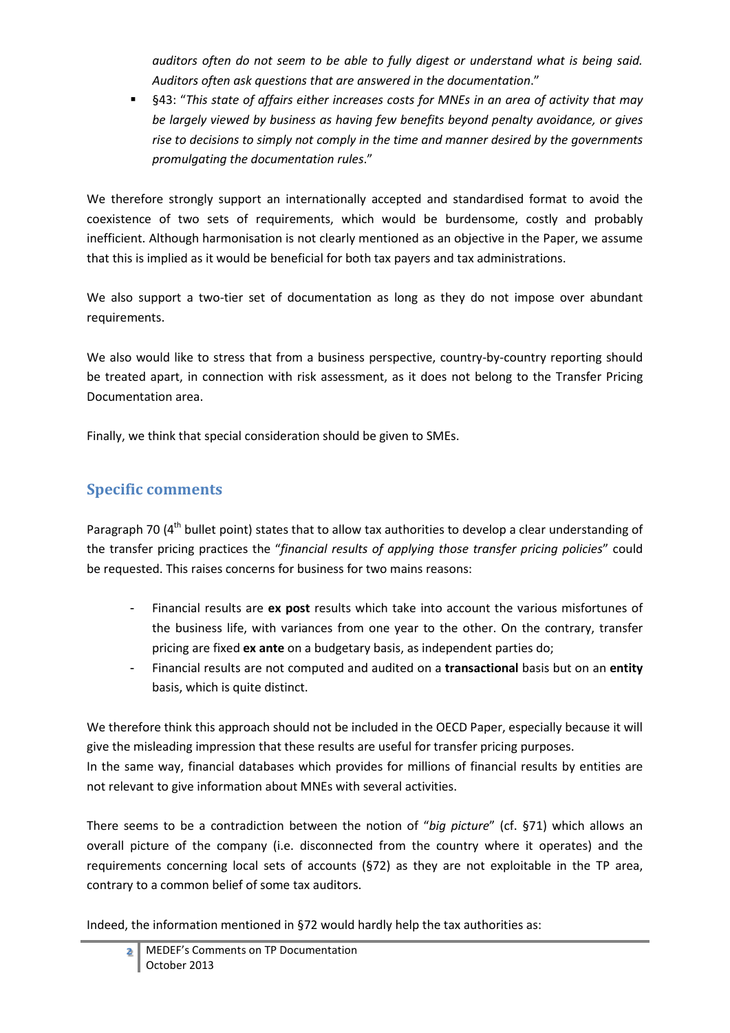*auditors often do not seem to be able to fully digest or understand what is being said. Auditors often ask questions that are answered in the documentation*."

- §43: "*This state of affairs either increases costs for MNEs in an area of activity that may be largely viewed by business as having few benefits beyond penalty avoidance, or gives rise to decisions to simply not comply in the time and manner desired by the governments promulgating the documentation rules*."

We therefore strongly support an internationally accepted and standardised format to avoid the coexistence of two sets of requirements, which would be burdensome, costly and probably inefficient. Although harmonisation is not clearly mentioned as an objective in the Paper, we assume that this is implied as it would be beneficial for both tax payers and tax administrations.

We also support a two-tier set of documentation as long as they do not impose over abundant requirements.

We also would like to stress that from a business perspective, country-by-country reporting should be treated apart, in connection with risk assessment, as it does not belong to the Transfer Pricing Documentation area.

Finally, we think that special consideration should be given to SMEs.

## Specific comments

Paragraph 70 (4th bullet point) states that to allow tax authorities to develop a clear understanding of the transfer pricing practices the "*financial results of applying those transfer pricing policies*" could be requested. This raises concerns for business for two mains reasons:

- Financial results are **ex post** results which take into account the various misfortunes of the business life, with variances from one year to the other. On the contrary, transfer pricing are fixed **ex ante** on a budgetary basis, as independent parties do;
- Financial results are not computed and audited on a **transactional** basis but on an **entity** basis, which is quite distinct.

We therefore think this approach should not be included in the OECD Paper, especially because it will give the misleading impression that these results are useful for transfer pricing purposes.
In the same way, financial databases which provides for millions of financial results by entities are not relevant to give information about MNEs with several activities.

There seems to be a contradiction between the notion of "*big picture*" (cf. §71) which allows an overall picture of the company (i.e. disconnected from the country where it operates) and the requirements concerning local sets of accounts (§72) as they are not exploitable in the TP area, contrary to a common belief of some tax auditors.

Indeed, the information mentioned in §72 would hardly help the tax authorities as: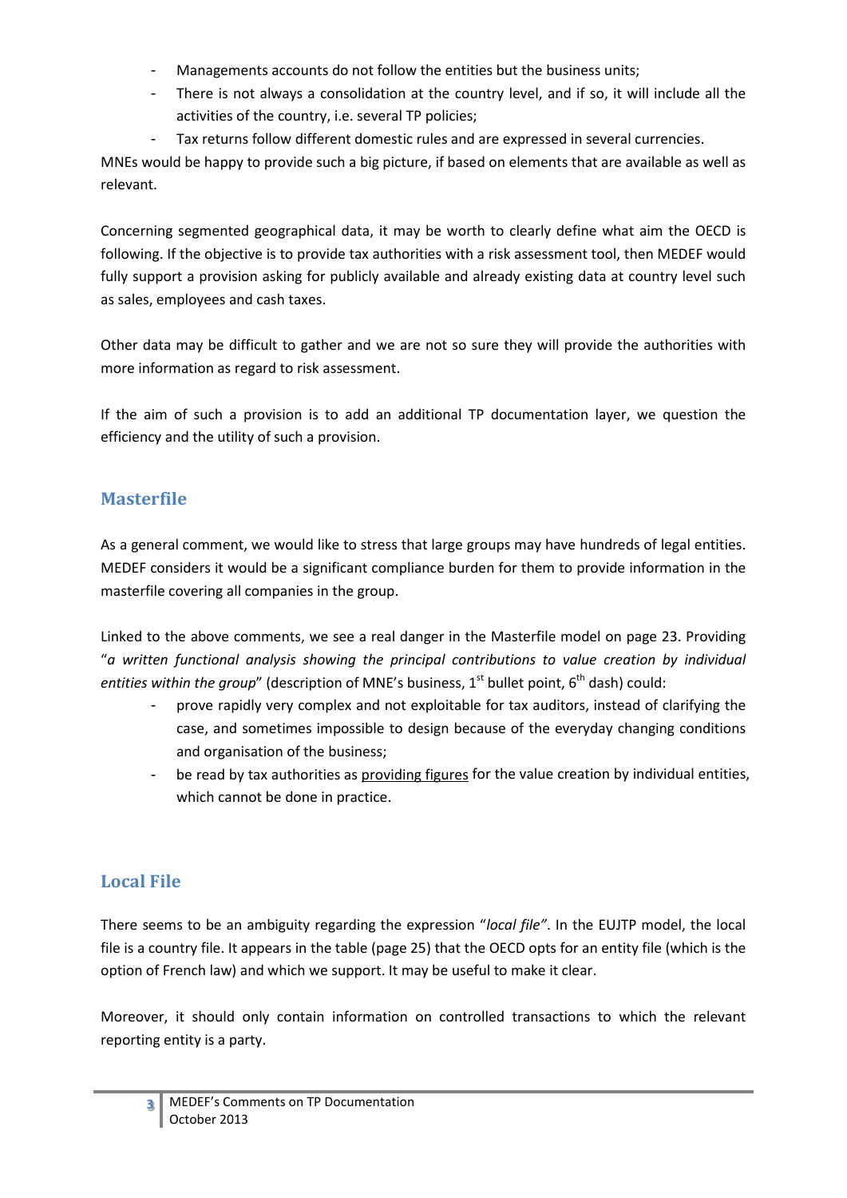- Managements accounts do not follow the entities but the business units;
- There is not always a consolidation at the country level, and if so, it will include all the activities of the country, i.e. several TP policies;
- Tax returns follow different domestic rules and are expressed in several currencies.

MNEs would be happy to provide such a big picture, if based on elements that are available as well as relevant.

Concerning segmented geographical data, it may be worth to clearly define what aim the OECD is following. If the objective is to provide tax authorities with a risk assessment tool, then MEDEF would fully support a provision asking for publicly available and already existing data at country level such as sales, employees and cash taxes.

Other data may be difficult to gather and we are not so sure they will provide the authorities with more information as regard to risk assessment.

If the aim of such a provision is to add an additional TP documentation layer, we question the efficiency and the utility of such a provision.

## Masterfile

As a general comment, we would like to stress that large groups may have hundreds of legal entities. MEDEF considers it would be a significant compliance burden for them to provide information in the masterfile covering all companies in the group.

Linked to the above comments, we see a real danger in the Masterfile model on page 23. Providing "*a written functional analysis showing the principal contributions to value creation by individual entities within the group*" (description of MNE's business, 1st bullet point, 6th dash) could:

- prove rapidly very complex and not exploitable for tax auditors, instead of clarifying the case, and sometimes impossible to design because of the everyday changing conditions and organisation of the business;
- be read by tax authorities as providing figures for the value creation by individual entities, which cannot be done in practice.

## Local File

There seems to be an ambiguity regarding the expression "*local file"*. In the EUJTP model, the local file is a country file. It appears in the table (page 25) that the OECD opts for an entity file (which is the option of French law) and which we support. It may be useful to make it clear.

Moreover, it should only contain information on controlled transactions to which the relevant reporting entity is a party.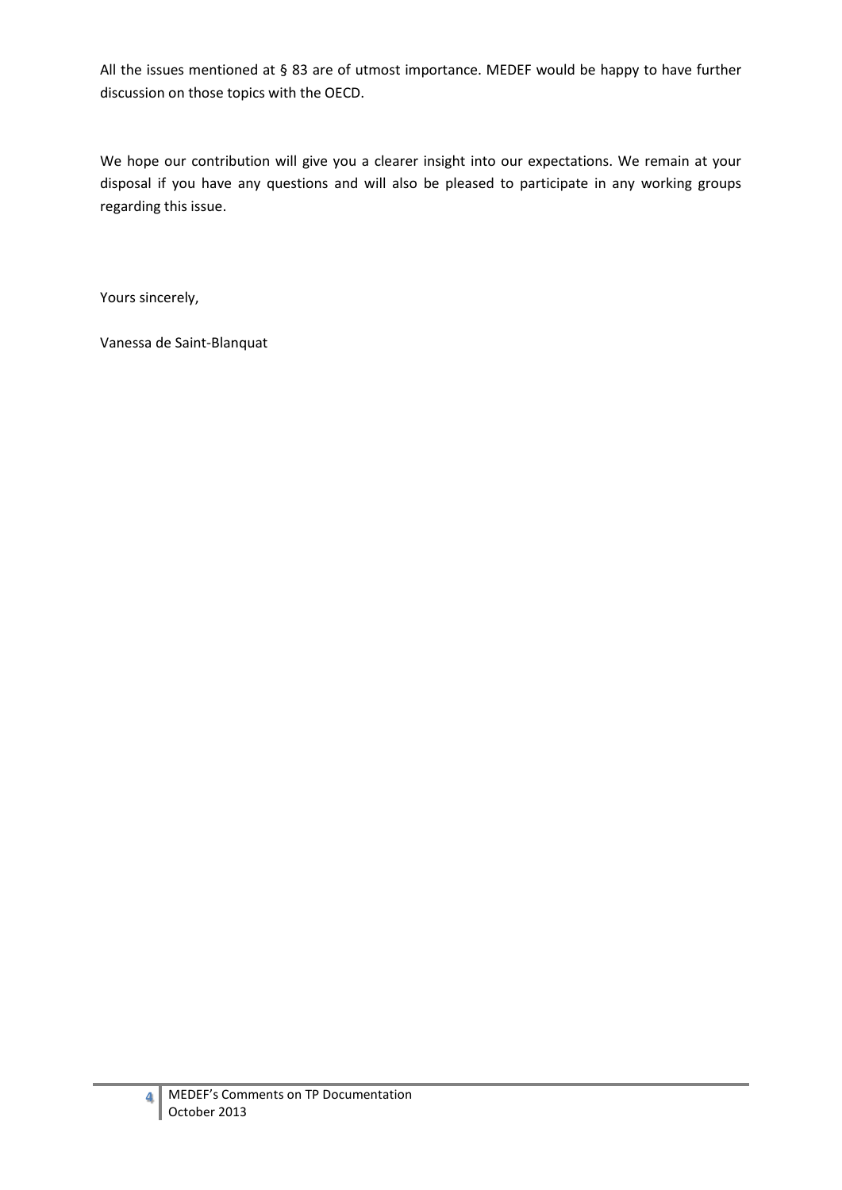All the issues mentioned at § 83 are of utmost importance. MEDEF would be happy to have further discussion on those topics with the OECD.

We hope our contribution will give you a clearer insight into our expectations. We remain at your disposal if you have any questions and will also be pleased to participate in any working groups regarding this issue.

Yours sincerely,

Vanessa de Saint-Blanquat